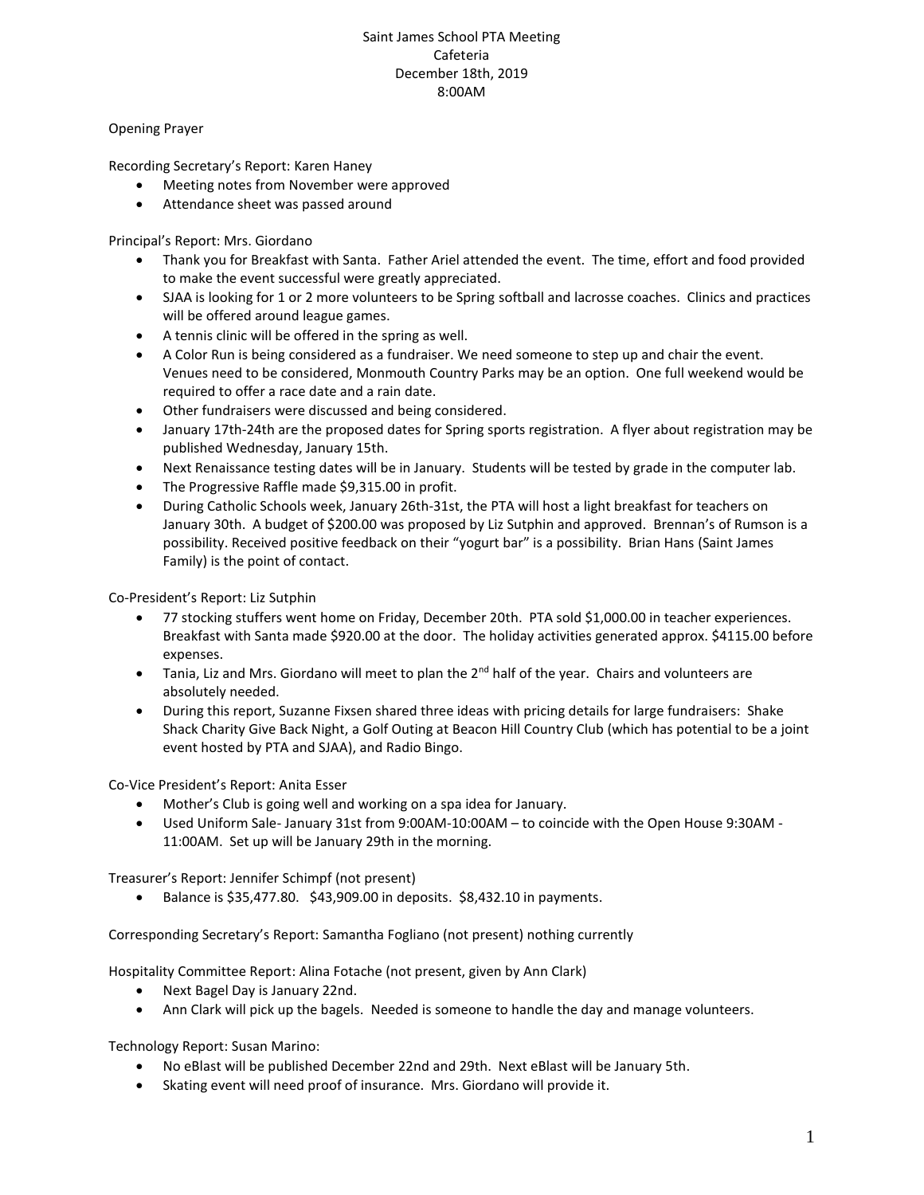Saint James School PTA Meeting
Cafeteria
December 18th, 2019
8:00AM

Opening Prayer

Recording Secretary's Report: Karen Haney

- Meeting notes from November were approved
- Attendance sheet was passed around

Principal's Report: Mrs. Giordano

- Thank you for Breakfast with Santa. Father Ariel attended the event. The time, effort and food provided to make the event successful were greatly appreciated.
- SJAA is looking for 1 or 2 more volunteers to be Spring softball and lacrosse coaches. Clinics and practices will be offered around league games.
- A tennis clinic will be offered in the spring as well.
- A Color Run is being considered as a fundraiser. We need someone to step up and chair the event. Venues need to be considered, Monmouth Country Parks may be an option. One full weekend would be required to offer a race date and a rain date.
- Other fundraisers were discussed and being considered.
- January 17th-24th are the proposed dates for Spring sports registration. A flyer about registration may be published Wednesday, January 15th.
- Next Renaissance testing dates will be in January. Students will be tested by grade in the computer lab.
- The Progressive Raffle made $9,315.00 in profit.
- During Catholic Schools week, January 26th-31st, the PTA will host a light breakfast for teachers on January 30th. A budget of $200.00 was proposed by Liz Sutphin and approved. Brennan's of Rumson is a possibility. Received positive feedback on their "yogurt bar" is a possibility. Brian Hans (Saint James Family) is the point of contact.

Co-President's Report: Liz Sutphin

- 77 stocking stuffers went home on Friday, December 20th. PTA sold $1,000.00 in teacher experiences. Breakfast with Santa made $920.00 at the door. The holiday activities generated approx. $4115.00 before expenses.
- Tania, Liz and Mrs. Giordano will meet to plan the 2nd half of the year. Chairs and volunteers are absolutely needed.
- During this report, Suzanne Fixsen shared three ideas with pricing details for large fundraisers: Shake Shack Charity Give Back Night, a Golf Outing at Beacon Hill Country Club (which has potential to be a joint event hosted by PTA and SJAA), and Radio Bingo.

Co-Vice President's Report: Anita Esser

- Mother's Club is going well and working on a spa idea for January.
- Used Uniform Sale- January 31st from 9:00AM-10:00AM – to coincide with the Open House 9:30AM - 11:00AM. Set up will be January 29th in the morning.

Treasurer's Report: Jennifer Schimpf (not present)

- Balance is $35,477.80. $43,909.00 in deposits. $8,432.10 in payments.

Corresponding Secretary's Report: Samantha Fogliano (not present) nothing currently

Hospitality Committee Report: Alina Fotache (not present, given by Ann Clark)

- Next Bagel Day is January 22nd.
- Ann Clark will pick up the bagels. Needed is someone to handle the day and manage volunteers.

Technology Report: Susan Marino:

- No eBlast will be published December 22nd and 29th. Next eBlast will be January 5th.
- Skating event will need proof of insurance. Mrs. Giordano will provide it.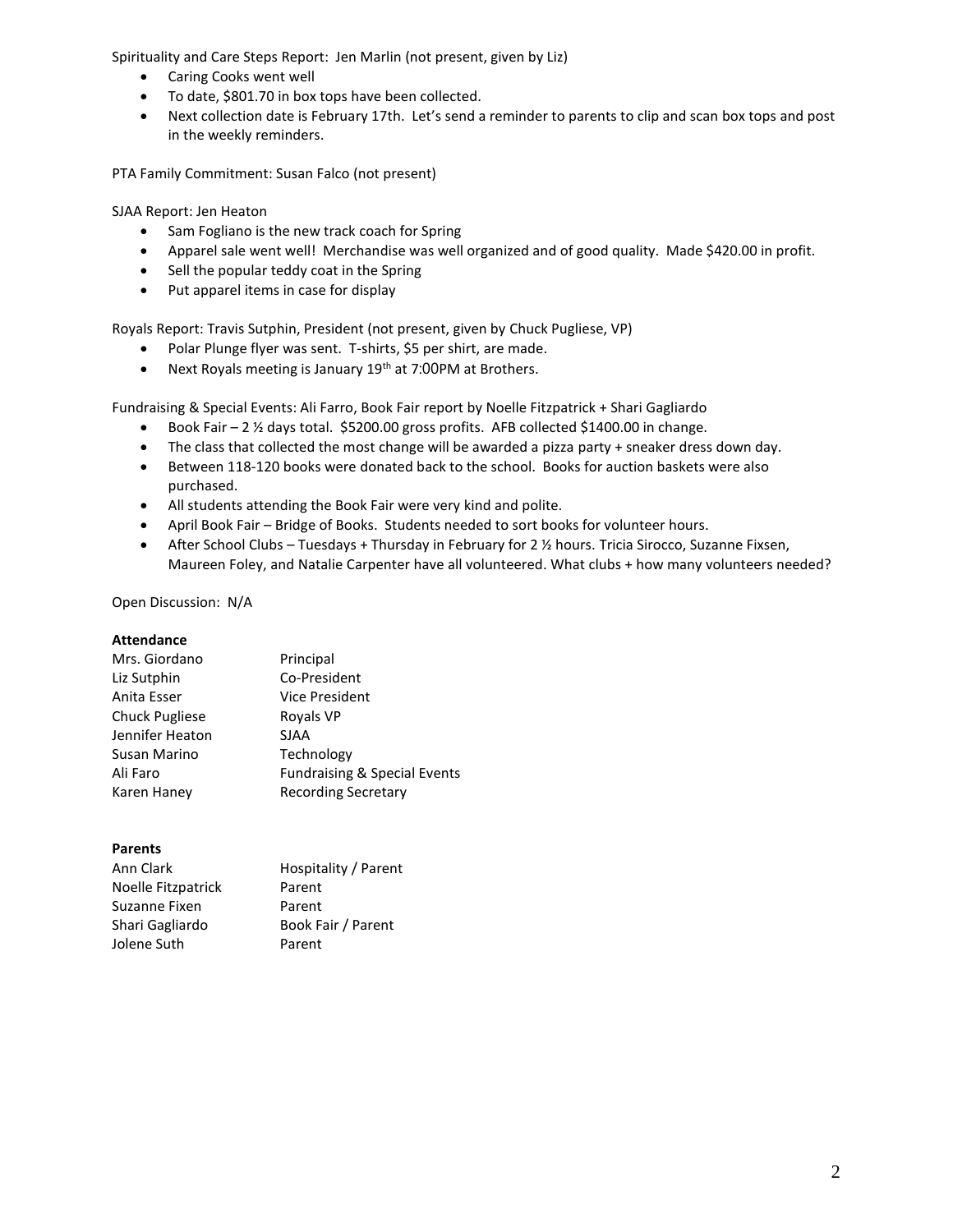Spirituality and Care Steps Report: Jen Marlin (not present, given by Liz)

- Caring Cooks went well
- To date, $801.70 in box tops have been collected.
- Next collection date is February 17th. Let's send a reminder to parents to clip and scan box tops and post in the weekly reminders.

PTA Family Commitment: Susan Falco (not present)

SJAA Report: Jen Heaton

- Sam Fogliano is the new track coach for Spring
- Apparel sale went well! Merchandise was well organized and of good quality. Made $420.00 in profit.
- Sell the popular teddy coat in the Spring
- Put apparel items in case for display

Royals Report: Travis Sutphin, President (not present, given by Chuck Pugliese, VP)

- Polar Plunge flyer was sent. T-shirts, $5 per shirt, are made.
- Next Royals meeting is January 19th at 7:00PM at Brothers.

Fundraising & Special Events: Ali Farro, Book Fair report by Noelle Fitzpatrick + Shari Gagliardo

- Book Fair – 2 ½ days total. $5200.00 gross profits. AFB collected $1400.00 in change.
- The class that collected the most change will be awarded a pizza party + sneaker dress down day.
- Between 118-120 books were donated back to the school. Books for auction baskets were also purchased.
- All students attending the Book Fair were very kind and polite.
- April Book Fair – Bridge of Books. Students needed to sort books for volunteer hours.
- After School Clubs – Tuesdays + Thursday in February for 2 ½ hours. Tricia Sirocco, Suzanne Fixsen, Maureen Foley, and Natalie Carpenter have all volunteered. What clubs + how many volunteers needed?

Open Discussion: N/A

**Attendance**

| | |
|---|---|
| Mrs. Giordano | Principal |
| Liz Sutphin | Co-President |
| Anita Esser | Vice President |
| Chuck Pugliese | Royals VP |
| Jennifer Heaton | SJAA |
| Susan Marino | Technology |
| Ali Faro | Fundraising & Special Events |
| Karen Haney | Recording Secretary |

**Parents**

| | |
|---|---|
| Ann Clark | Hospitality / Parent |
| Noelle Fitzpatrick | Parent |
| Suzanne Fixen | Parent |
| Shari Gagliardo | Book Fair / Parent |
| Jolene Suth | Parent |